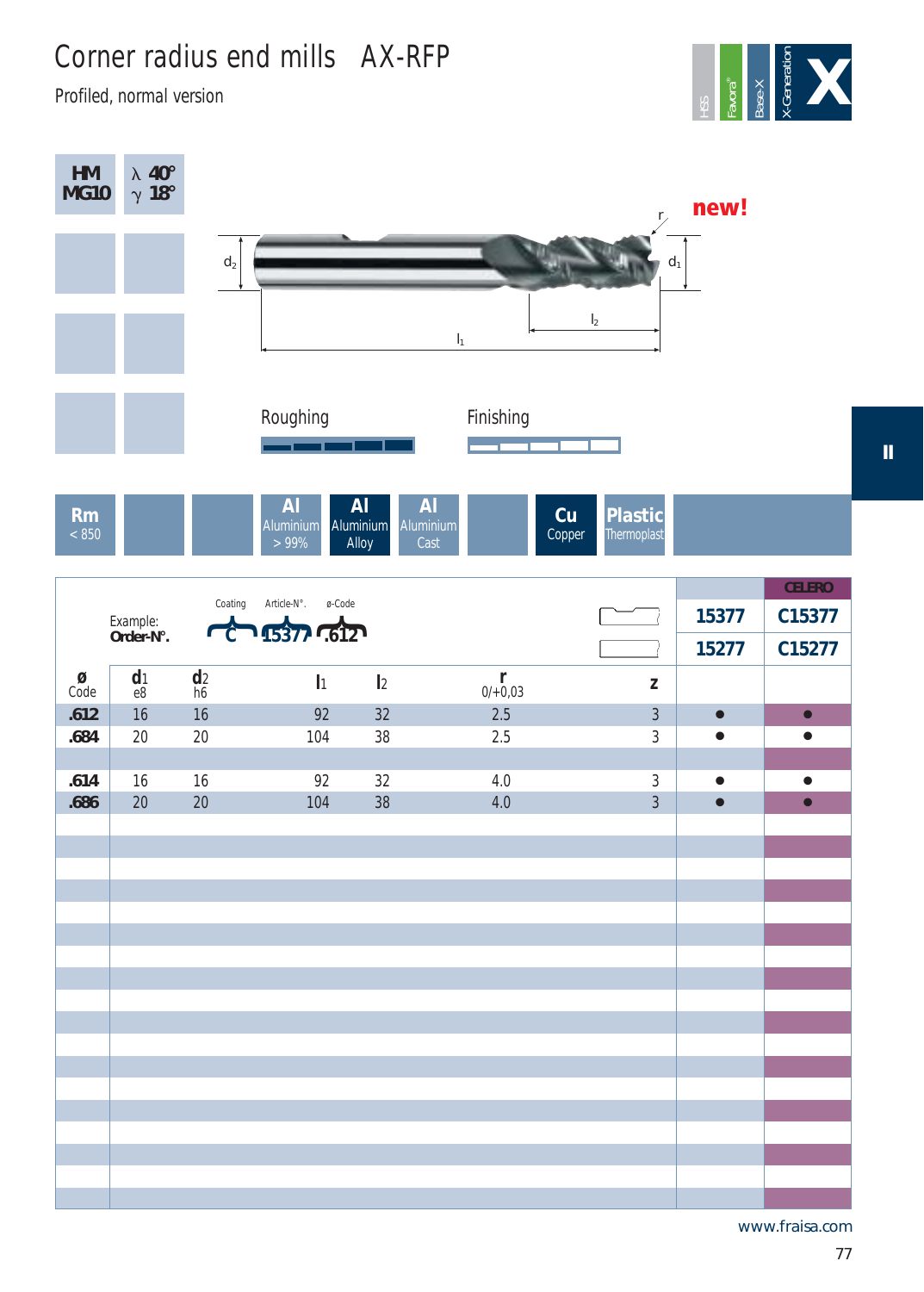# Corner radius end mills AX-RFP

Profiled, normal version

HSS | Favora® | Base-X | X-Generation | X

HM MG10 | λ 40° γ 18°

new!

r, d1, d2, l1, l2

Roughing

Finishing

Rm < 850 | Al Aluminium > 99% | Al Aluminium Alloy | Al Aluminium Cast | Cu Copper | Plastic Thermoplast

Example: Order-N°. C 15377 .612 (Coating, Article-N°., ø-Code)

| ø Code | $d_1$ e8 | $d_2$ h6 | $l_1$ | $l_2$ | r 0/+0,03 | z | 15377 / 15277 | CELERO C15377 / C15277 |
|---|---|---|---|---|---|---|---|---|
| .612 | 16 | 16 | 92 | 32 | 2.5 | 3 | ● | ● |
| .684 | 20 | 20 | 104 | 38 | 2.5 | 3 | ● | ● |
| | | | | | | | | |
| .614 | 16 | 16 | 92 | 32 | 4.0 | 3 | ● | ● |
| .686 | 20 | 20 | 104 | 38 | 4.0 | 3 | ● | ● |

www.fraisa.com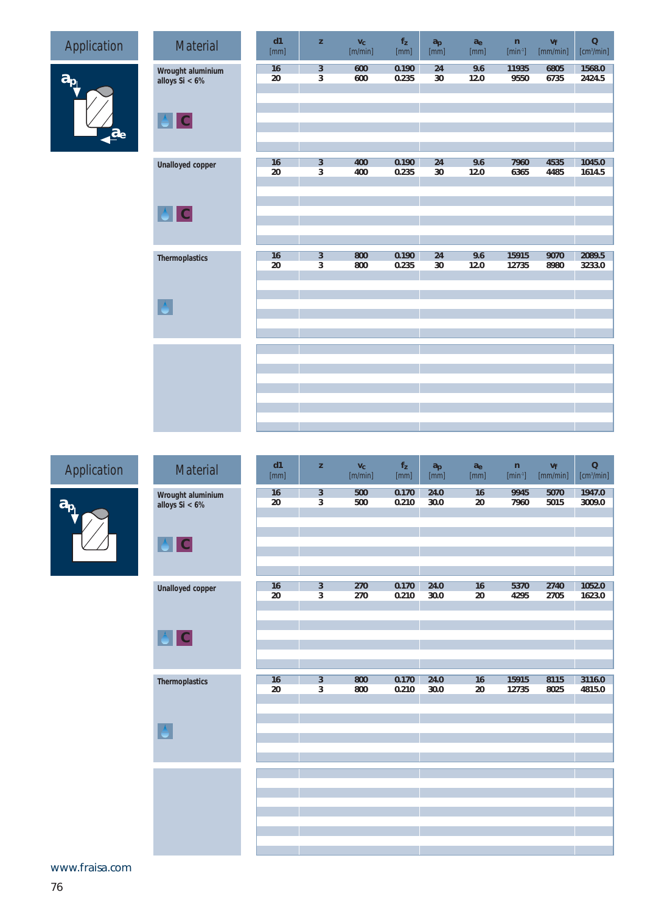| Application | Material | d1 [mm] | z | $v_c$ [m/min] | $f_z$ [mm] | $a_p$ [mm] | $a_e$ [mm] | n [$min^{-1}$] | $v_f$ [mm/min] | Q [$cm^3/min$] |
|---|---|---|---|---|---|---|---|---|---|---|
| $a_p$, $a_e$ | Wrought aluminium alloys Si < 6% | 16 | 3 | 600 | 0.190 | 24 | 9.6 | 11935 | 6805 | 1568.0 |
| | | 20 | 3 | 600 | 0.235 | 30 | 12.0 | 9550 | 6735 | 2424.5 |
| | Unalloyed copper | 16 | 3 | 400 | 0.190 | 24 | 9.6 | 7960 | 4535 | 1045.0 |
| | | 20 | 3 | 400 | 0.235 | 30 | 12.0 | 6365 | 4485 | 1614.5 |
| | Thermoplastics | 16 | 3 | 800 | 0.190 | 24 | 9.6 | 15915 | 9070 | 2089.5 |
| | | 20 | 3 | 800 | 0.235 | 30 | 12.0 | 12735 | 8980 | 3233.0 |

| Application | Material | d1 [mm] | z | $v_c$ [m/min] | $f_z$ [mm] | $a_p$ [mm] | $a_e$ [mm] | n [$min^{-1}$] | $v_f$ [mm/min] | Q [$cm^3/min$] |
|---|---|---|---|---|---|---|---|---|---|---|
| $a_p$ | Wrought aluminium alloys Si < 6% | 16 | 3 | 500 | 0.170 | 24.0 | 16 | 9945 | 5070 | 1947.0 |
| | | 20 | 3 | 500 | 0.210 | 30.0 | 20 | 7960 | 5015 | 3009.0 |
| | Unalloyed copper | 16 | 3 | 270 | 0.170 | 24.0 | 16 | 5370 | 2740 | 1052.0 |
| | | 20 | 3 | 270 | 0.210 | 30.0 | 20 | 4295 | 2705 | 1623.0 |
| | Thermoplastics | 16 | 3 | 800 | 0.170 | 24.0 | 16 | 15915 | 8115 | 3116.0 |
| | | 20 | 3 | 800 | 0.210 | 30.0 | 20 | 12735 | 8025 | 4815.0 |

www.fraisa.com